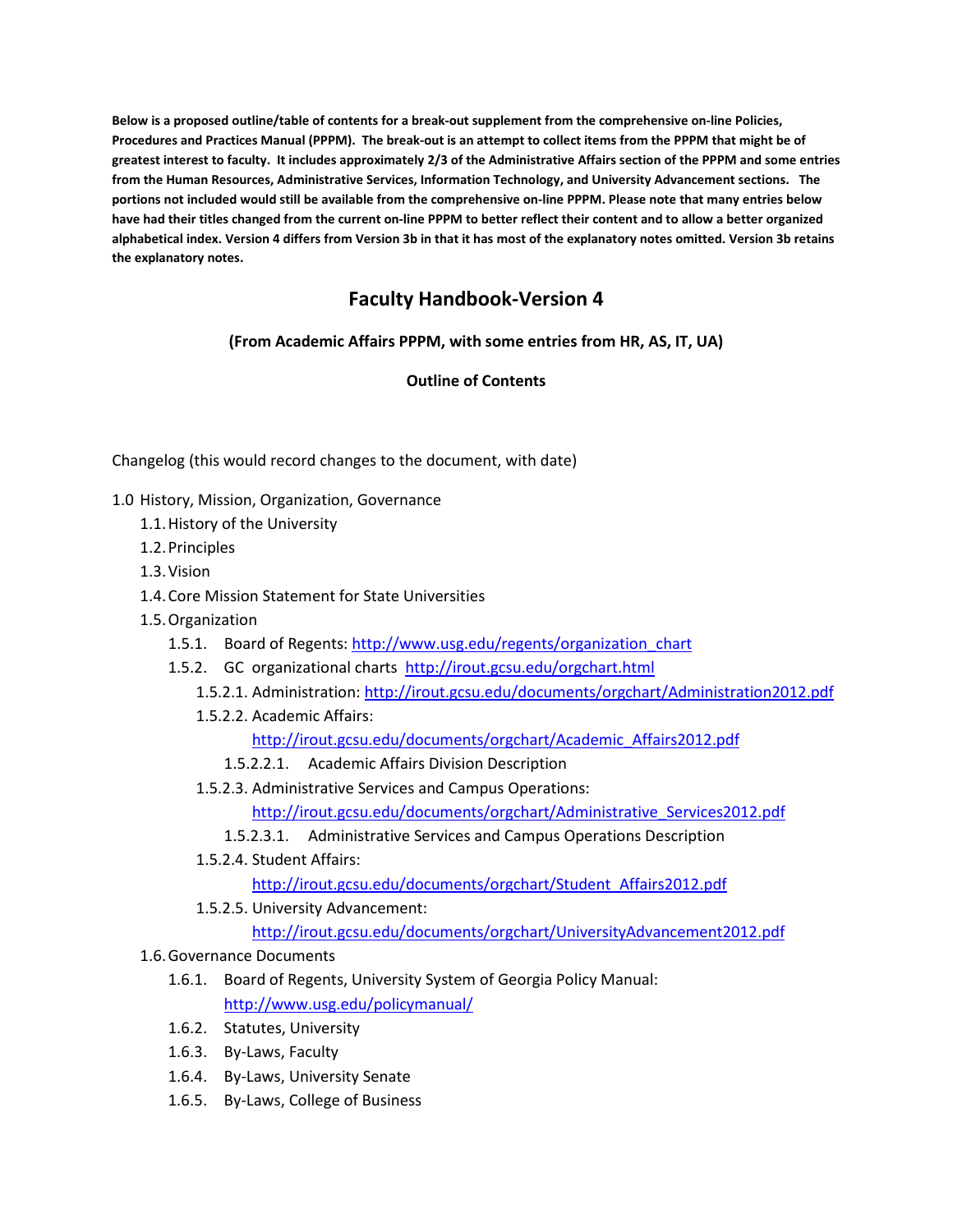**Below is a proposed outline/table of contents for a break-out supplement from the comprehensive on-line Policies, Procedures and Practices Manual (PPPM). The break-out is an attempt to collect items from the PPPM that might be of greatest interest to faculty. It includes approximately 2/3 of the Administrative Affairs section of the PPPM and some entries from the Human Resources, Administrative Services, Information Technology, and University Advancement sections. The portions not included would still be available from the comprehensive on-line PPPM. Please note that many entries below have had their titles changed from the current on-line PPPM to better reflect their content and to allow a better organized alphabetical index. Version 4 differs from Version 3b in that it has most of the explanatory notes omitted. Version 3b retains the explanatory notes.**

# Faculty Handbook-Version 4

**(From Academic Affairs PPPM, with some entries from HR, AS, IT, UA)**

**Outline of Contents**

Changelog (this would record changes to the document, with date)

- 1.0 History, Mission, Organization, Governance
  - 1.1. History of the University
  - 1.2. Principles
  - 1.3. Vision
  - 1.4. Core Mission Statement for State Universities
  - 1.5. Organization
    - 1.5.1. Board of Regents: http://www.usg.edu/regents/organization_chart
    - 1.5.2. GC organizational charts http://irout.gcsu.edu/orgchart.html
      - 1.5.2.1. Administration: http://irout.gcsu.edu/documents/orgchart/Administration2012.pdf
      - 1.5.2.2. Academic Affairs: http://irout.gcsu.edu/documents/orgchart/Academic_Affairs2012.pdf
        - 1.5.2.2.1. Academic Affairs Division Description
      - 1.5.2.3. Administrative Services and Campus Operations: http://irout.gcsu.edu/documents/orgchart/Administrative_Services2012.pdf
        - 1.5.2.3.1. Administrative Services and Campus Operations Description
      - 1.5.2.4. Student Affairs: http://irout.gcsu.edu/documents/orgchart/Student_Affairs2012.pdf
      - 1.5.2.5. University Advancement: http://irout.gcsu.edu/documents/orgchart/UniversityAdvancement2012.pdf
  - 1.6. Governance Documents
    - 1.6.1. Board of Regents, University System of Georgia Policy Manual: http://www.usg.edu/policymanual/
    - 1.6.2. Statutes, University
    - 1.6.3. By-Laws, Faculty
    - 1.6.4. By-Laws, University Senate
    - 1.6.5. By-Laws, College of Business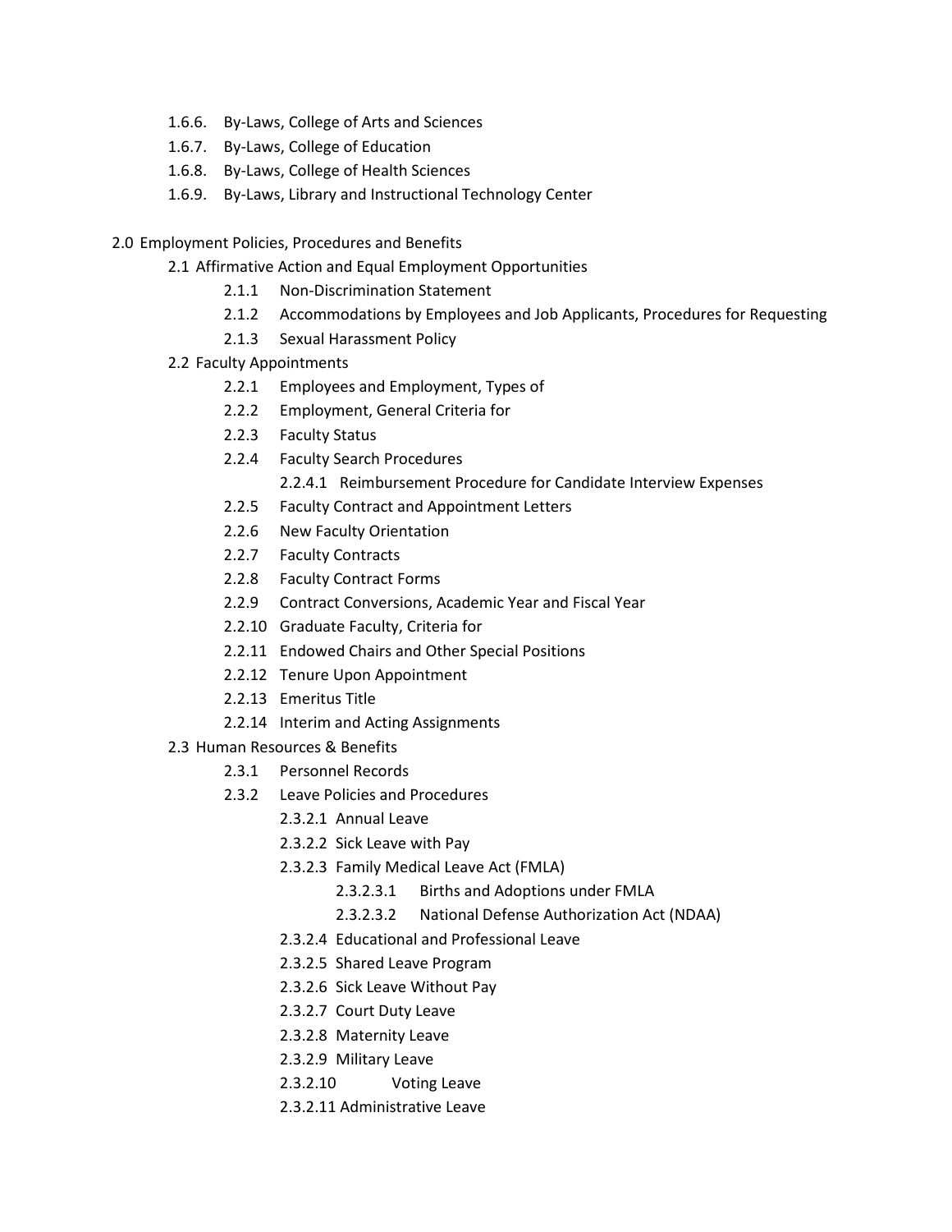- 1.6.6. By-Laws, College of Arts and Sciences
- 1.6.7. By-Laws, College of Education
- 1.6.8. By-Laws, College of Health Sciences
- 1.6.9. By-Laws, Library and Instructional Technology Center

2.0 Employment Policies, Procedures and Benefits

- 2.1 Affirmative Action and Equal Employment Opportunities
  - 2.1.1 Non-Discrimination Statement
  - 2.1.2 Accommodations by Employees and Job Applicants, Procedures for Requesting
  - 2.1.3 Sexual Harassment Policy
- 2.2 Faculty Appointments
  - 2.2.1 Employees and Employment, Types of
  - 2.2.2 Employment, General Criteria for
  - 2.2.3 Faculty Status
  - 2.2.4 Faculty Search Procedures
    - 2.2.4.1 Reimbursement Procedure for Candidate Interview Expenses
  - 2.2.5 Faculty Contract and Appointment Letters
  - 2.2.6 New Faculty Orientation
  - 2.2.7 Faculty Contracts
  - 2.2.8 Faculty Contract Forms
  - 2.2.9 Contract Conversions, Academic Year and Fiscal Year
  - 2.2.10 Graduate Faculty, Criteria for
  - 2.2.11 Endowed Chairs and Other Special Positions
  - 2.2.12 Tenure Upon Appointment
  - 2.2.13 Emeritus Title
  - 2.2.14 Interim and Acting Assignments
- 2.3 Human Resources & Benefits
  - 2.3.1 Personnel Records
  - 2.3.2 Leave Policies and Procedures
    - 2.3.2.1 Annual Leave
    - 2.3.2.2 Sick Leave with Pay
    - 2.3.2.3 Family Medical Leave Act (FMLA)
      - 2.3.2.3.1 Births and Adoptions under FMLA
      - 2.3.2.3.2 National Defense Authorization Act (NDAA)
    - 2.3.2.4 Educational and Professional Leave
    - 2.3.2.5 Shared Leave Program
    - 2.3.2.6 Sick Leave Without Pay
    - 2.3.2.7 Court Duty Leave
    - 2.3.2.8 Maternity Leave
    - 2.3.2.9 Military Leave
    - 2.3.2.10 Voting Leave
    - 2.3.2.11 Administrative Leave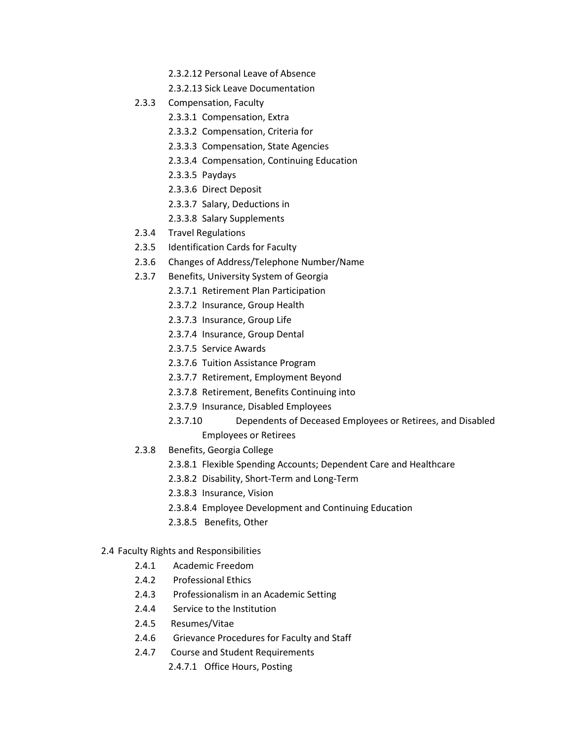- 2.3.2.12 Personal Leave of Absence
- 2.3.2.13 Sick Leave Documentation

- 2.3.3 Compensation, Faculty
  - 2.3.3.1 Compensation, Extra
  - 2.3.3.2 Compensation, Criteria for
  - 2.3.3.3 Compensation, State Agencies
  - 2.3.3.4 Compensation, Continuing Education
  - 2.3.3.5 Paydays
  - 2.3.3.6 Direct Deposit
  - 2.3.3.7 Salary, Deductions in
  - 2.3.3.8 Salary Supplements
- 2.3.4 Travel Regulations
- 2.3.5 Identification Cards for Faculty
- 2.3.6 Changes of Address/Telephone Number/Name
- 2.3.7 Benefits, University System of Georgia
  - 2.3.7.1 Retirement Plan Participation
  - 2.3.7.2 Insurance, Group Health
  - 2.3.7.3 Insurance, Group Life
  - 2.3.7.4 Insurance, Group Dental
  - 2.3.7.5 Service Awards
  - 2.3.7.6 Tuition Assistance Program
  - 2.3.7.7 Retirement, Employment Beyond
  - 2.3.7.8 Retirement, Benefits Continuing into
  - 2.3.7.9 Insurance, Disabled Employees
  - 2.3.7.10 Dependents of Deceased Employees or Retirees, and Disabled Employees or Retirees
- 2.3.8 Benefits, Georgia College
  - 2.3.8.1 Flexible Spending Accounts; Dependent Care and Healthcare
  - 2.3.8.2 Disability, Short-Term and Long-Term
  - 2.3.8.3 Insurance, Vision
  - 2.3.8.4 Employee Development and Continuing Education
  - 2.3.8.5 Benefits, Other

2.4 Faculty Rights and Responsibilities

- 2.4.1 Academic Freedom
- 2.4.2 Professional Ethics
- 2.4.3 Professionalism in an Academic Setting
- 2.4.4 Service to the Institution
- 2.4.5 Resumes/Vitae
- 2.4.6 Grievance Procedures for Faculty and Staff
- 2.4.7 Course and Student Requirements
  - 2.4.7.1 Office Hours, Posting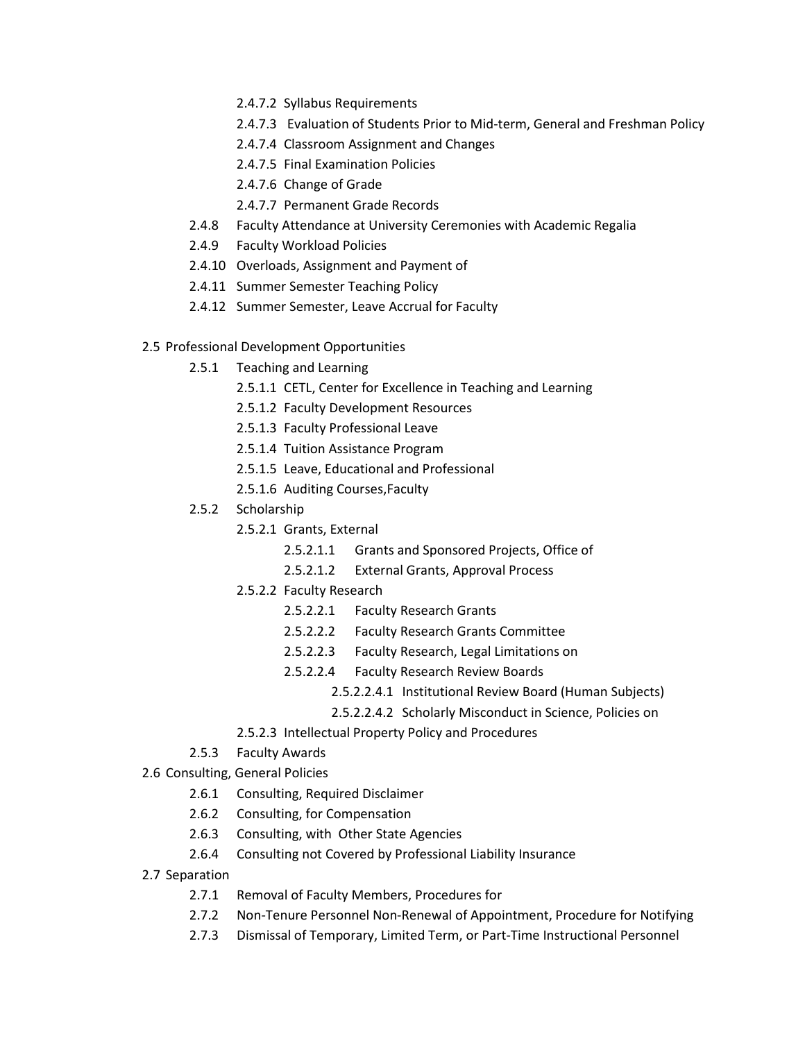- 2.4.7.2 Syllabus Requirements
- 2.4.7.3 Evaluation of Students Prior to Mid-term, General and Freshman Policy
- 2.4.7.4 Classroom Assignment and Changes
- 2.4.7.5 Final Examination Policies
- 2.4.7.6 Change of Grade
- 2.4.7.7 Permanent Grade Records

2.4.8 Faculty Attendance at University Ceremonies with Academic Regalia
2.4.9 Faculty Workload Policies
2.4.10 Overloads, Assignment and Payment of
2.4.11 Summer Semester Teaching Policy
2.4.12 Summer Semester, Leave Accrual for Faculty

2.5 Professional Development Opportunities

- 2.5.1 Teaching and Learning
  - 2.5.1.1 CETL, Center for Excellence in Teaching and Learning
  - 2.5.1.2 Faculty Development Resources
  - 2.5.1.3 Faculty Professional Leave
  - 2.5.1.4 Tuition Assistance Program
  - 2.5.1.5 Leave, Educational and Professional
  - 2.5.1.6 Auditing Courses,Faculty
- 2.5.2 Scholarship
  - 2.5.2.1 Grants, External
    - 2.5.2.1.1 Grants and Sponsored Projects, Office of
    - 2.5.2.1.2 External Grants, Approval Process
  - 2.5.2.2 Faculty Research
    - 2.5.2.2.1 Faculty Research Grants
    - 2.5.2.2.2 Faculty Research Grants Committee
    - 2.5.2.2.3 Faculty Research, Legal Limitations on
    - 2.5.2.2.4 Faculty Research Review Boards
      - 2.5.2.2.4.1 Institutional Review Board (Human Subjects)
      - 2.5.2.2.4.2 Scholarly Misconduct in Science, Policies on
  - 2.5.2.3 Intellectual Property Policy and Procedures
- 2.5.3 Faculty Awards

2.6 Consulting, General Policies

- 2.6.1 Consulting, Required Disclaimer
- 2.6.2 Consulting, for Compensation
- 2.6.3 Consulting, with Other State Agencies
- 2.6.4 Consulting not Covered by Professional Liability Insurance

2.7 Separation

- 2.7.1 Removal of Faculty Members, Procedures for
- 2.7.2 Non-Tenure Personnel Non-Renewal of Appointment, Procedure for Notifying
- 2.7.3 Dismissal of Temporary, Limited Term, or Part-Time Instructional Personnel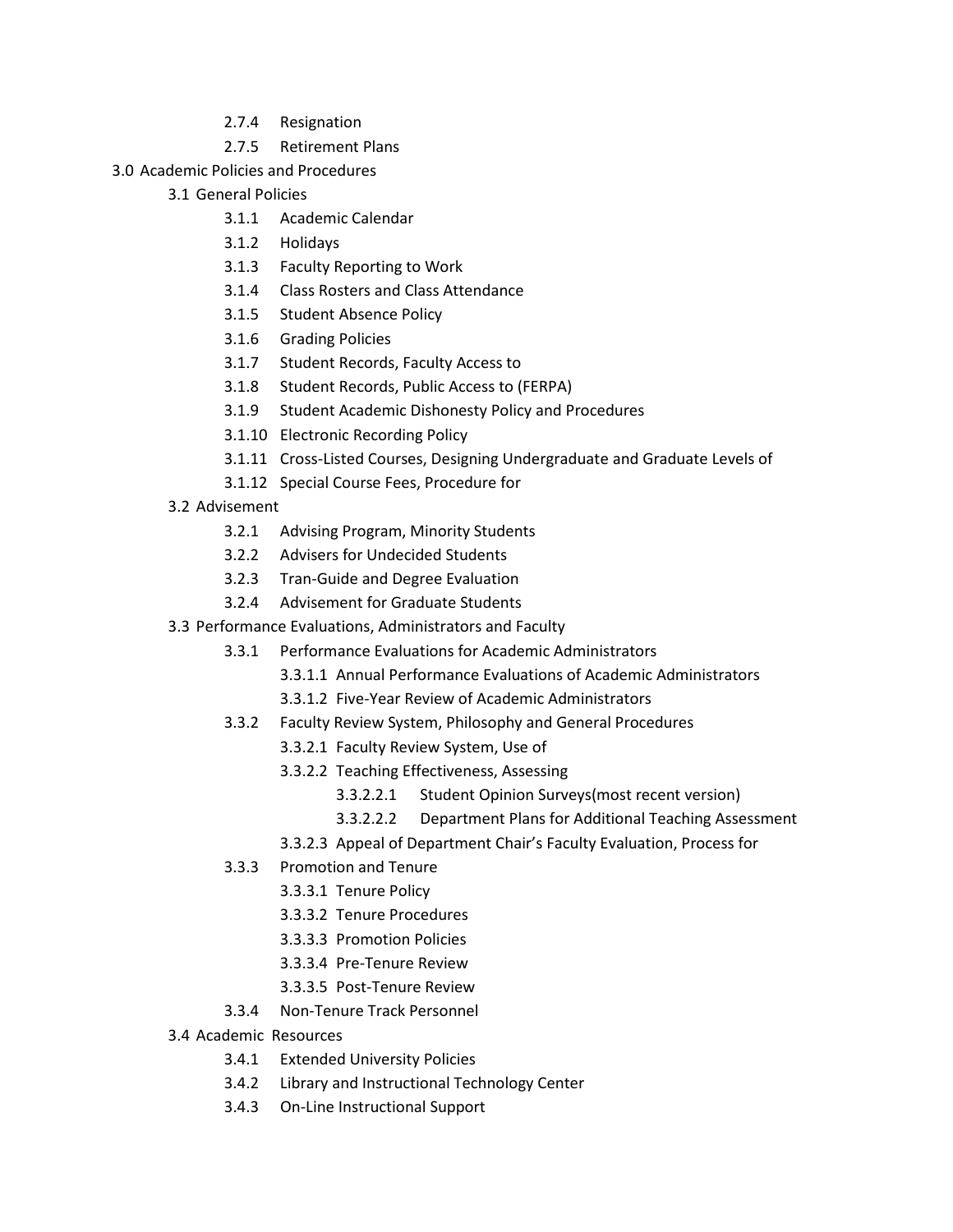- 2.7.4 Resignation
- 2.7.5 Retirement Plans

3.0 Academic Policies and Procedures

- 3.1 General Policies
  - 3.1.1 Academic Calendar
  - 3.1.2 Holidays
  - 3.1.3 Faculty Reporting to Work
  - 3.1.4 Class Rosters and Class Attendance
  - 3.1.5 Student Absence Policy
  - 3.1.6 Grading Policies
  - 3.1.7 Student Records, Faculty Access to
  - 3.1.8 Student Records, Public Access to (FERPA)
  - 3.1.9 Student Academic Dishonesty Policy and Procedures
  - 3.1.10 Electronic Recording Policy
  - 3.1.11 Cross-Listed Courses, Designing Undergraduate and Graduate Levels of
  - 3.1.12 Special Course Fees, Procedure for
- 3.2 Advisement
  - 3.2.1 Advising Program, Minority Students
  - 3.2.2 Advisers for Undecided Students
  - 3.2.3 Tran-Guide and Degree Evaluation
  - 3.2.4 Advisement for Graduate Students
- 3.3 Performance Evaluations, Administrators and Faculty
  - 3.3.1 Performance Evaluations for Academic Administrators
    - 3.3.1.1 Annual Performance Evaluations of Academic Administrators
    - 3.3.1.2 Five-Year Review of Academic Administrators
  - 3.3.2 Faculty Review System, Philosophy and General Procedures
    - 3.3.2.1 Faculty Review System, Use of
    - 3.3.2.2 Teaching Effectiveness, Assessing
      - 3.3.2.2.1 Student Opinion Surveys(most recent version)
      - 3.3.2.2.2 Department Plans for Additional Teaching Assessment
    - 3.3.2.3 Appeal of Department Chair's Faculty Evaluation, Process for
  - 3.3.3 Promotion and Tenure
    - 3.3.3.1 Tenure Policy
    - 3.3.3.2 Tenure Procedures
    - 3.3.3.3 Promotion Policies
    - 3.3.3.4 Pre-Tenure Review
    - 3.3.3.5 Post-Tenure Review
  - 3.3.4 Non-Tenure Track Personnel
- 3.4 Academic Resources
  - 3.4.1 Extended University Policies
  - 3.4.2 Library and Instructional Technology Center
  - 3.4.3 On-Line Instructional Support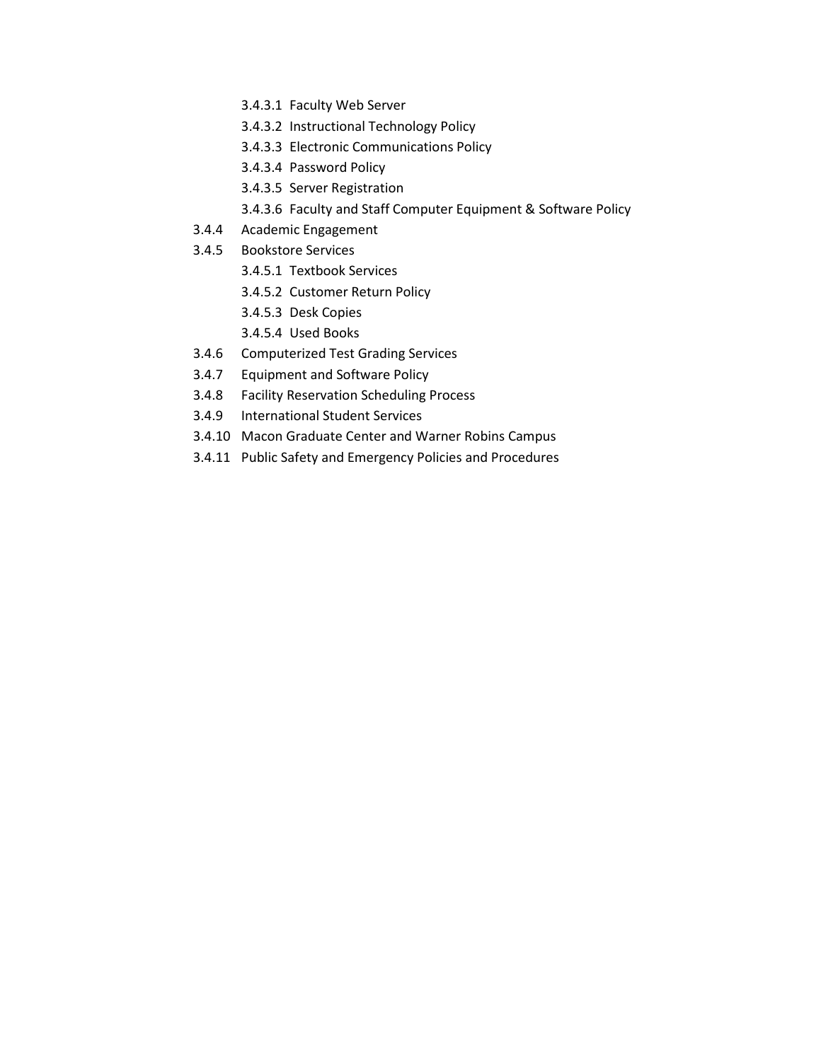- 3.4.3.1 Faculty Web Server
- 3.4.3.2 Instructional Technology Policy
- 3.4.3.3 Electronic Communications Policy
- 3.4.3.4 Password Policy
- 3.4.3.5 Server Registration
- 3.4.3.6 Faculty and Staff Computer Equipment & Software Policy

3.4.4 Academic Engagement

3.4.5 Bookstore Services

- 3.4.5.1 Textbook Services
- 3.4.5.2 Customer Return Policy
- 3.4.5.3 Desk Copies
- 3.4.5.4 Used Books

3.4.6 Computerized Test Grading Services

3.4.7 Equipment and Software Policy

3.4.8 Facility Reservation Scheduling Process

3.4.9 International Student Services

3.4.10 Macon Graduate Center and Warner Robins Campus

3.4.11 Public Safety and Emergency Policies and Procedures